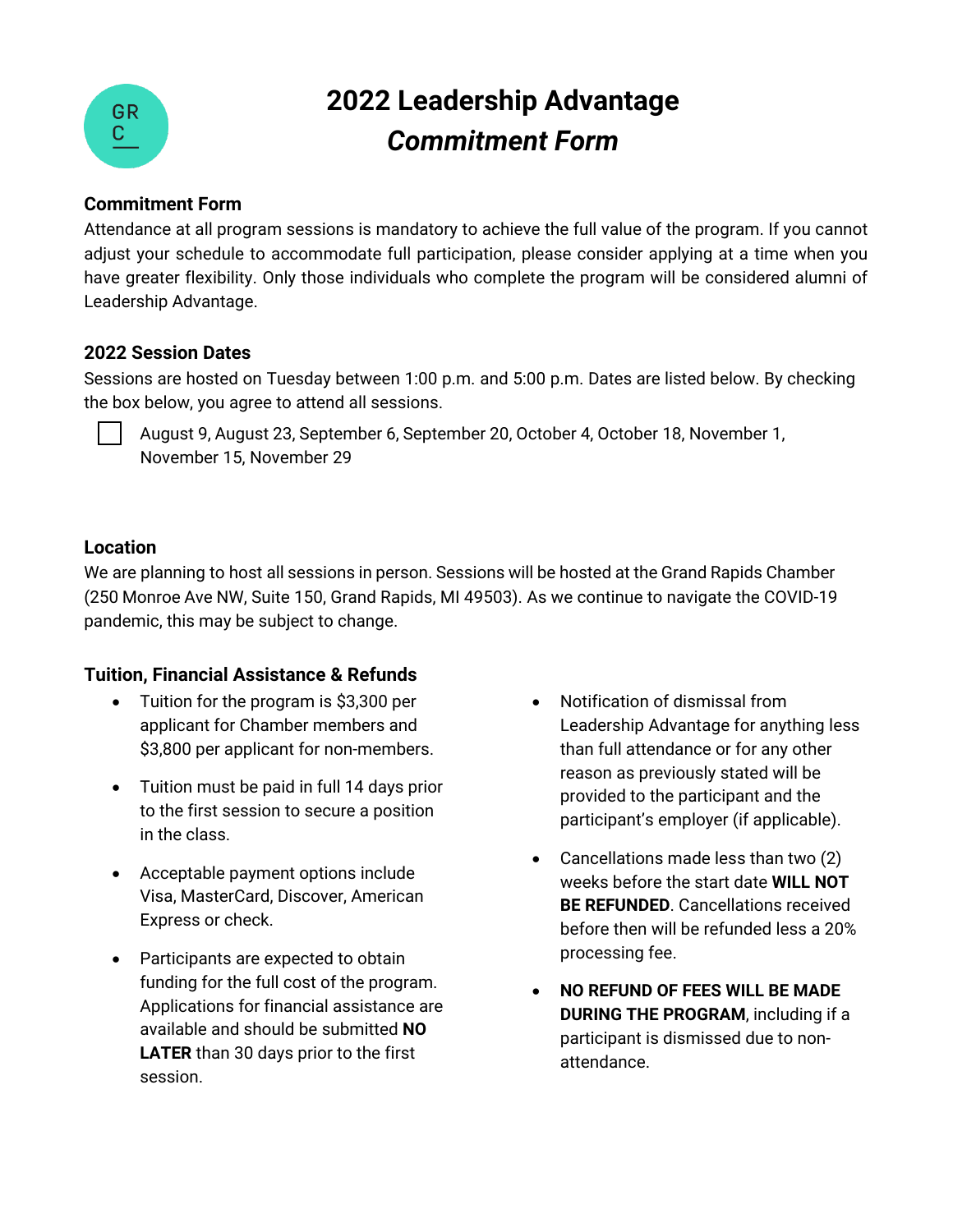# 2022 Leadership Advantage

## *Commitment Form*

### Commitment Form

Attendance at all program sessions is mandatory to achieve the full value of the program. If you cannot adjust your schedule to accommodate full participation, please consider applying at a time when you have greater flexibility. Only those individuals who complete the program will be considered alumni of Leadership Advantage.

### 2022 Session Dates

Sessions are hosted on Tuesday between 1:00 p.m. and 5:00 p.m. Dates are listed below. By checking the box below, you agree to attend all sessions.

☐ August 9, August 23, September 6, September 20, October 4, October 18, November 1, November 15, November 29

### Location

We are planning to host all sessions in person. Sessions will be hosted at the Grand Rapids Chamber (250 Monroe Ave NW, Suite 150, Grand Rapids, MI 49503). As we continue to navigate the COVID-19 pandemic, this may be subject to change.

### Tuition, Financial Assistance & Refunds

- Tuition for the program is $3,300 per applicant for Chamber members and $3,800 per applicant for non-members.
- Tuition must be paid in full 14 days prior to the first session to secure a position in the class.
- Acceptable payment options include Visa, MasterCard, Discover, American Express or check.
- Participants are expected to obtain funding for the full cost of the program. Applications for financial assistance are available and should be submitted **NO LATER** than 30 days prior to the first session.
- Notification of dismissal from Leadership Advantage for anything less than full attendance or for any other reason as previously stated will be provided to the participant and the participant's employer (if applicable).
- Cancellations made less than two (2) weeks before the start date **WILL NOT BE REFUNDED**. Cancellations received before then will be refunded less a 20% processing fee.
- **NO REFUND OF FEES WILL BE MADE DURING THE PROGRAM**, including if a participant is dismissed due to non-attendance.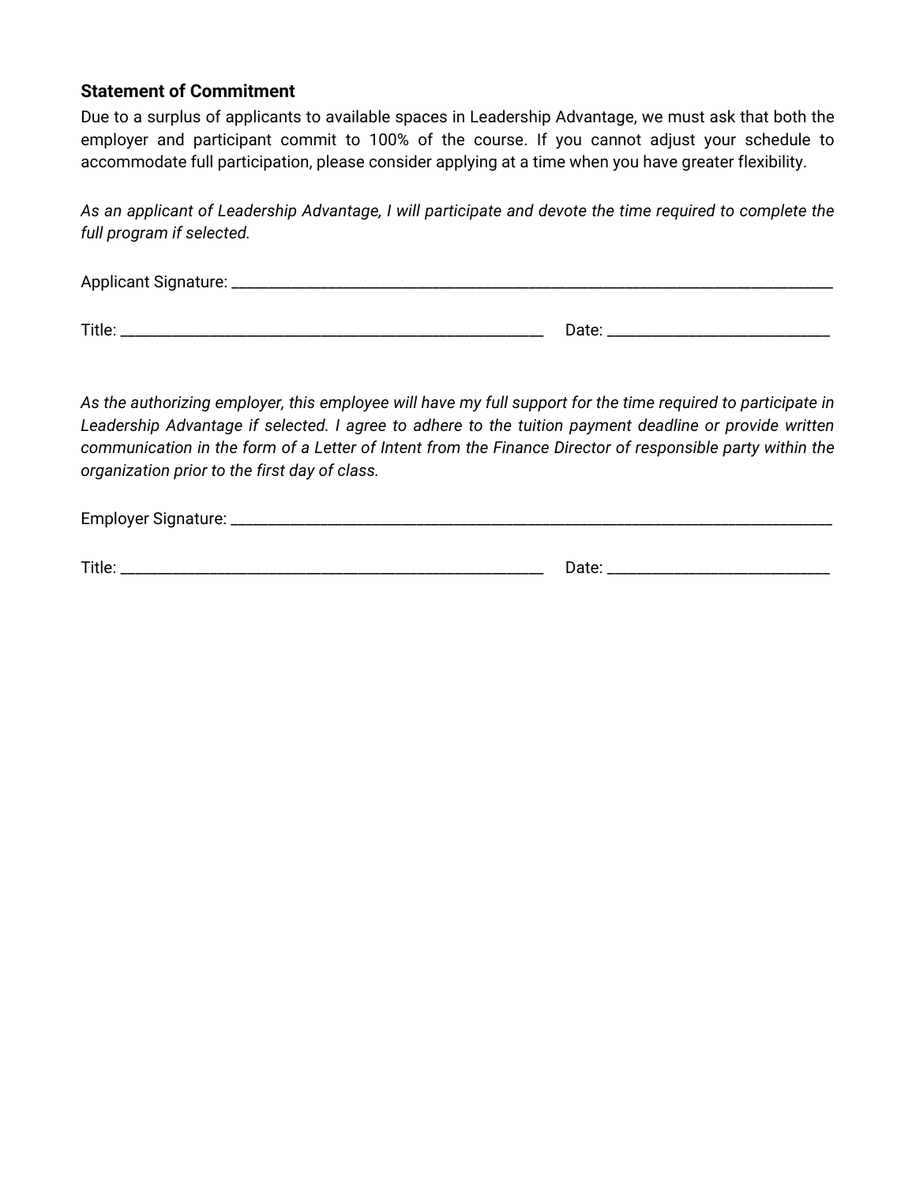### Statement of Commitment

Due to a surplus of applicants to available spaces in Leadership Advantage, we must ask that both the employer and participant commit to 100% of the course. If you cannot adjust your schedule to accommodate full participation, please consider applying at a time when you have greater flexibility.

*As an applicant of Leadership Advantage, I will participate and devote the time required to complete the full program if selected.*

Applicant Signature: ______________________________________________________________________

Title: ______________________________________________ Date: ________________________

*As the authorizing employer, this employee will have my full support for the time required to participate in Leadership Advantage if selected. I agree to adhere to the tuition payment deadline or provide written communication in the form of a Letter of Intent from the Finance Director of responsible party within the organization prior to the first day of class.*

Employer Signature: ______________________________________________________________________

Title: ______________________________________________ Date: ________________________